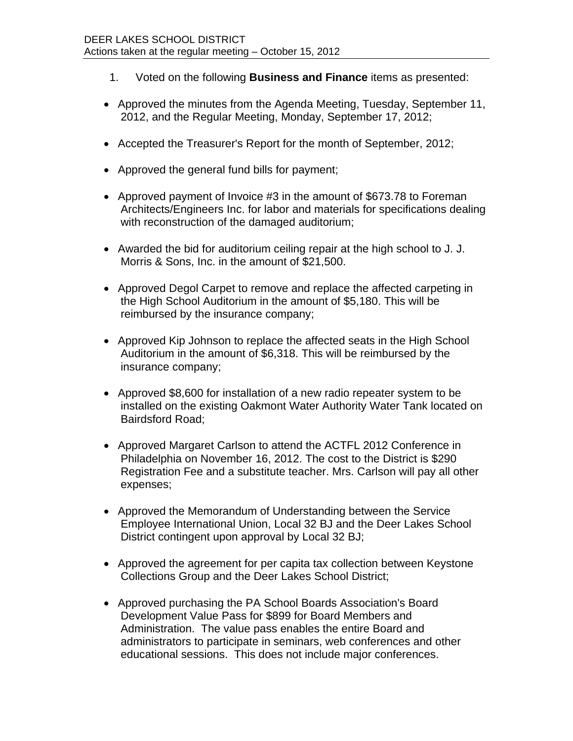DEER LAKES SCHOOL DISTRICT
Actions taken at the regular meeting – October 15, 2012

1. Voted on the following **Business and Finance** items as presented:

- Approved the minutes from the Agenda Meeting, Tuesday, September 11, 2012, and the Regular Meeting, Monday, September 17, 2012;

- Accepted the Treasurer's Report for the month of September, 2012;

- Approved the general fund bills for payment;

- Approved payment of Invoice #3 in the amount of $673.78 to Foreman Architects/Engineers Inc. for labor and materials for specifications dealing with reconstruction of the damaged auditorium;

- Awarded the bid for auditorium ceiling repair at the high school to J. J. Morris & Sons, Inc. in the amount of $21,500.

- Approved Degol Carpet to remove and replace the affected carpeting in the High School Auditorium in the amount of $5,180. This will be reimbursed by the insurance company;

- Approved Kip Johnson to replace the affected seats in the High School Auditorium in the amount of $6,318. This will be reimbursed by the insurance company;

- Approved $8,600 for installation of a new radio repeater system to be installed on the existing Oakmont Water Authority Water Tank located on Bairdsford Road;

- Approved Margaret Carlson to attend the ACTFL 2012 Conference in Philadelphia on November 16, 2012. The cost to the District is $290 Registration Fee and a substitute teacher. Mrs. Carlson will pay all other expenses;

- Approved the Memorandum of Understanding between the Service Employee International Union, Local 32 BJ and the Deer Lakes School District contingent upon approval by Local 32 BJ;

- Approved the agreement for per capita tax collection between Keystone Collections Group and the Deer Lakes School District;

- Approved purchasing the PA School Boards Association's Board Development Value Pass for $899 for Board Members and Administration. The value pass enables the entire Board and administrators to participate in seminars, web conferences and other educational sessions. This does not include major conferences.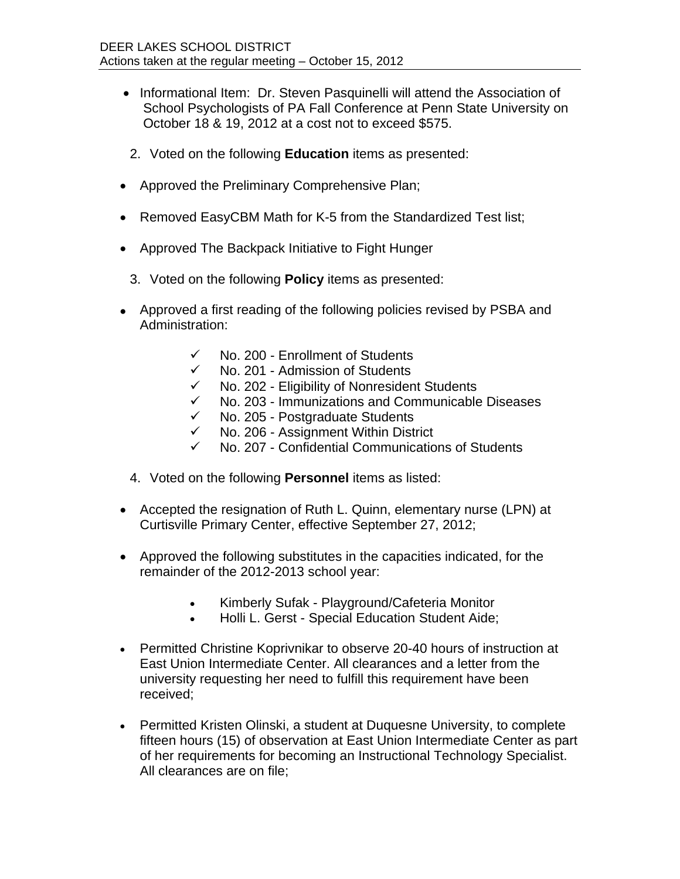- Informational Item: Dr. Steven Pasquinelli will attend the Association of School Psychologists of PA Fall Conference at Penn State University on October 18 & 19, 2012 at a cost not to exceed $575.

2. Voted on the following **Education** items as presented:

- Approved the Preliminary Comprehensive Plan;
- Removed EasyCBM Math for K-5 from the Standardized Test list;
- Approved The Backpack Initiative to Fight Hunger

3. Voted on the following **Policy** items as presented:

- Approved a first reading of the following policies revised by PSBA and Administration:
  - ✓ No. 200 - Enrollment of Students
  - ✓ No. 201 - Admission of Students
  - ✓ No. 202 - Eligibility of Nonresident Students
  - ✓ No. 203 - Immunizations and Communicable Diseases
  - ✓ No. 205 - Postgraduate Students
  - ✓ No. 206 - Assignment Within District
  - ✓ No. 207 - Confidential Communications of Students

4. Voted on the following **Personnel** items as listed:

- Accepted the resignation of Ruth L. Quinn, elementary nurse (LPN) at Curtisville Primary Center, effective September 27, 2012;
- Approved the following substitutes in the capacities indicated, for the remainder of the 2012-2013 school year:
  - Kimberly Sufak - Playground/Cafeteria Monitor
  - Holli L. Gerst - Special Education Student Aide;
- Permitted Christine Koprivnikar to observe 20-40 hours of instruction at East Union Intermediate Center. All clearances and a letter from the university requesting her need to fulfill this requirement have been received;
- Permitted Kristen Olinski, a student at Duquesne University, to complete fifteen hours (15) of observation at East Union Intermediate Center as part of her requirements for becoming an Instructional Technology Specialist. All clearances are on file;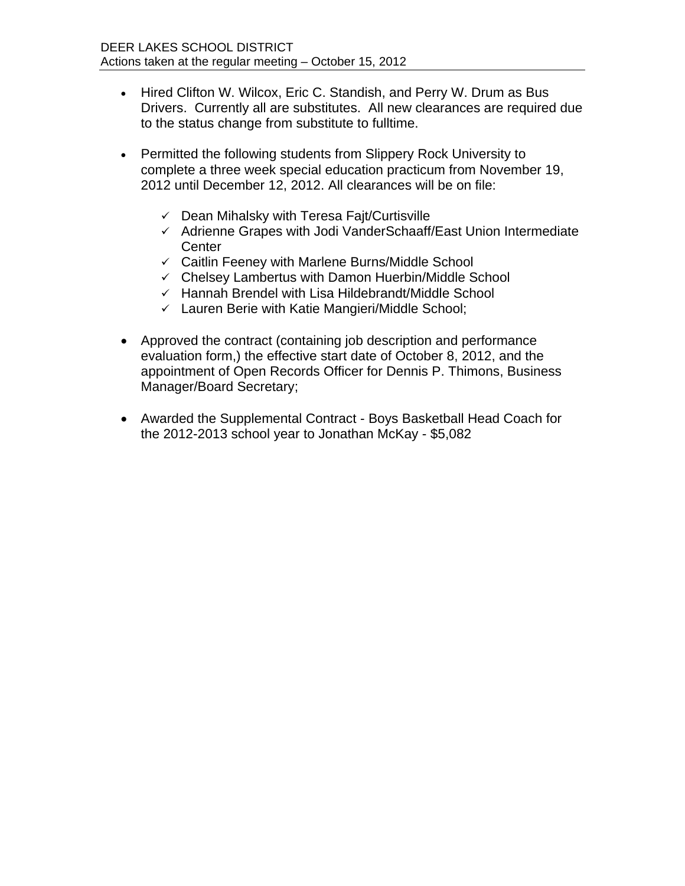- Hired Clifton W. Wilcox, Eric C. Standish, and Perry W. Drum as Bus Drivers. Currently all are substitutes. All new clearances are required due to the status change from substitute to fulltime.

- Permitted the following students from Slippery Rock University to complete a three week special education practicum from November 19, 2012 until December 12, 2012. All clearances will be on file:

  - ✓ Dean Mihalsky with Teresa Fajt/Curtisville
  - ✓ Adrienne Grapes with Jodi VanderSchaaff/East Union Intermediate Center
  - ✓ Caitlin Feeney with Marlene Burns/Middle School
  - ✓ Chelsey Lambertus with Damon Huerbin/Middle School
  - ✓ Hannah Brendel with Lisa Hildebrandt/Middle School
  - ✓ Lauren Berie with Katie Mangieri/Middle School;

- Approved the contract (containing job description and performance evaluation form,) the effective start date of October 8, 2012, and the appointment of Open Records Officer for Dennis P. Thimons, Business Manager/Board Secretary;

- Awarded the Supplemental Contract - Boys Basketball Head Coach for the 2012-2013 school year to Jonathan McKay - $5,082